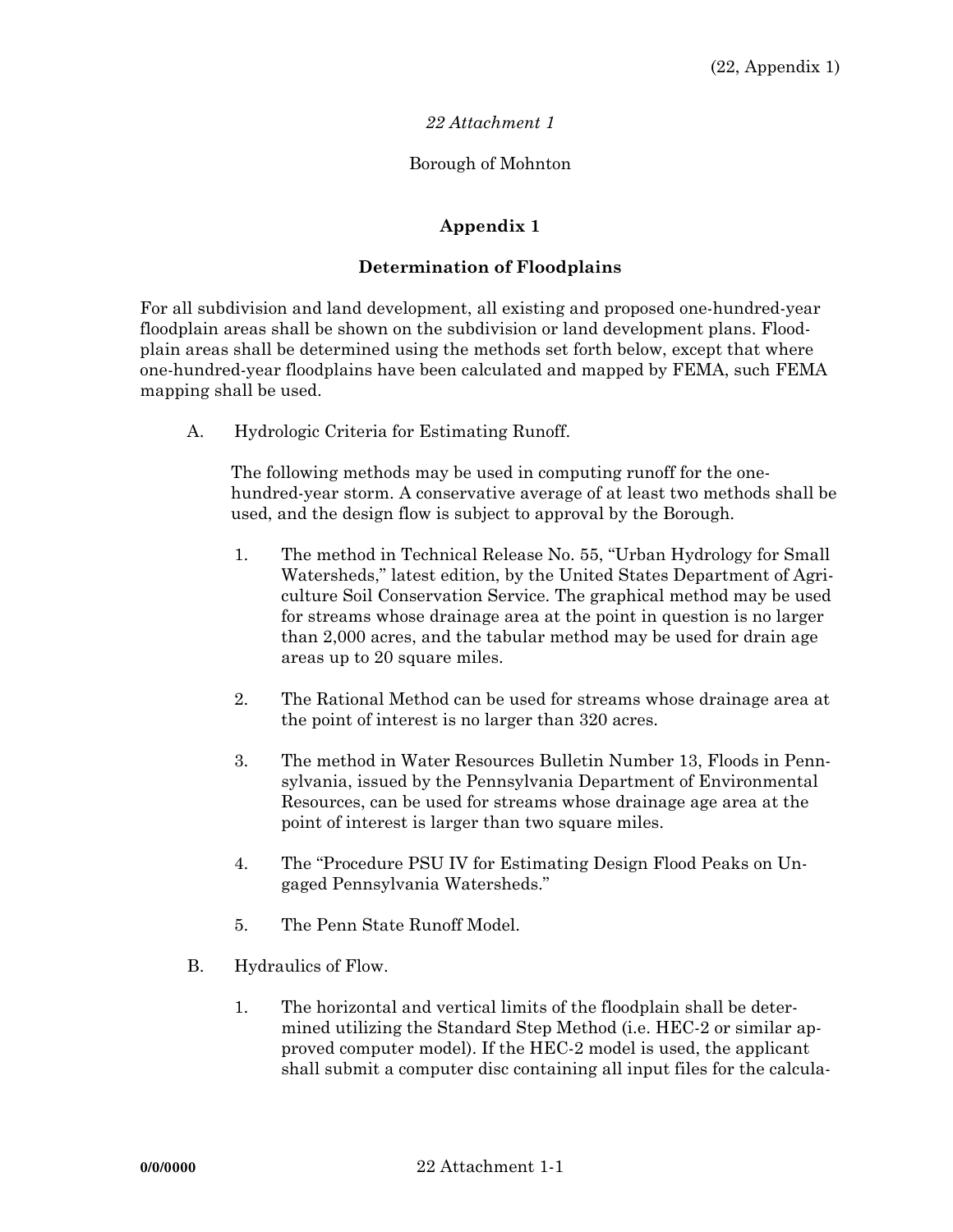*22 Attachment 1*

Borough of Mohnton

# Appendix 1

## Determination of Floodplains

For all subdivision and land development, all existing and proposed one-hundred-year floodplain areas shall be shown on the subdivision or land development plans. Floodplain areas shall be determined using the methods set forth below, except that where one-hundred-year floodplains have been calculated and mapped by FEMA, such FEMA mapping shall be used.

A. Hydrologic Criteria for Estimating Runoff.

   The following methods may be used in computing runoff for the one-hundred-year storm. A conservative average of at least two methods shall be used, and the design flow is subject to approval by the Borough.

   1. The method in Technical Release No. 55, "Urban Hydrology for Small Watersheds," latest edition, by the United States Department of Agriculture Soil Conservation Service. The graphical method may be used for streams whose drainage area at the point in question is no larger than 2,000 acres, and the tabular method may be used for drain age areas up to 20 square miles.

   2. The Rational Method can be used for streams whose drainage area at the point of interest is no larger than 320 acres.

   3. The method in Water Resources Bulletin Number 13, Floods in Pennsylvania, issued by the Pennsylvania Department of Environmental Resources, can be used for streams whose drainage age area at the point of interest is larger than two square miles.

   4. The "Procedure PSU IV for Estimating Design Flood Peaks on Ungaged Pennsylvania Watersheds."

   5. The Penn State Runoff Model.

B. Hydraulics of Flow.

   1. The horizontal and vertical limits of the floodplain shall be determined utilizing the Standard Step Method (i.e. HEC-2 or similar approved computer model). If the HEC-2 model is used, the applicant shall submit a computer disc containing all input files for the calcula-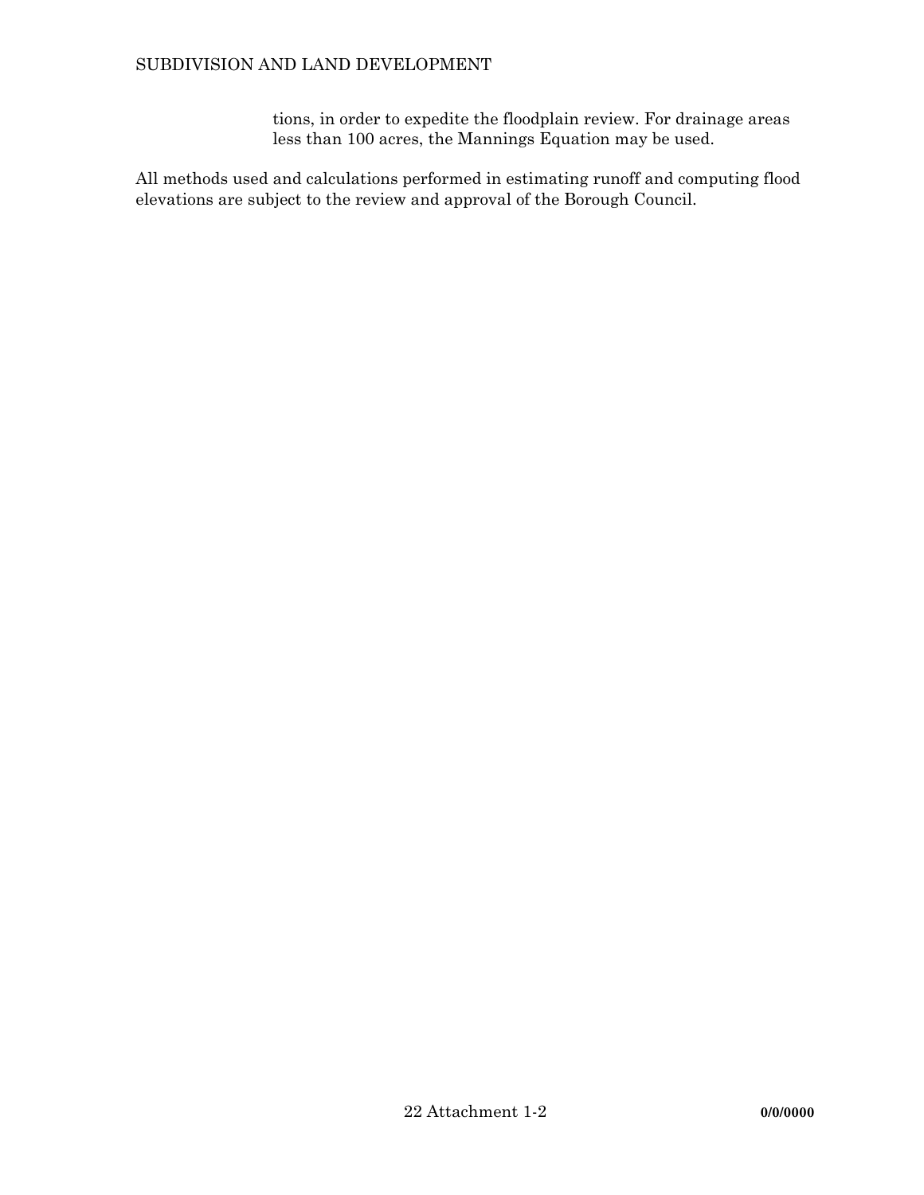tions, in order to expedite the floodplain review. For drainage areas less than 100 acres, the Mannings Equation may be used.

All methods used and calculations performed in estimating runoff and computing flood elevations are subject to the review and approval of the Borough Council.